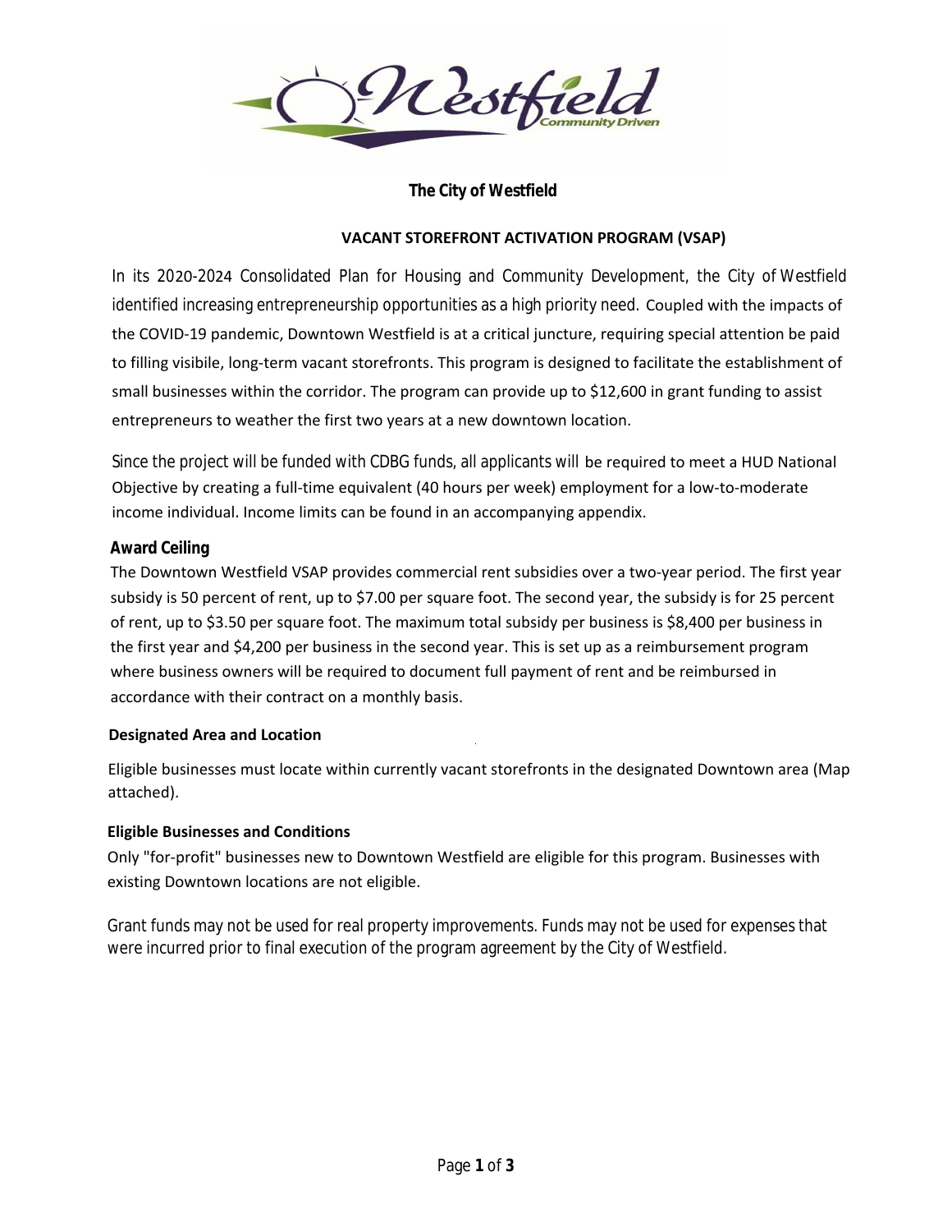# The City of Westfield

## VACANT STOREFRONT ACTIVATION PROGRAM (VSAP)

In its 2020-2024 Consolidated Plan for Housing and Community Development, the City of Westfield identified increasing entrepreneurship opportunities as a high priority need. Coupled with the impacts of the COVID-19 pandemic, Downtown Westfield is at a critical juncture, requiring special attention be paid to filling visibile, long-term vacant storefronts. This program is designed to facilitate the establishment of small businesses within the corridor. The program can provide up to $12,600 in grant funding to assist entrepreneurs to weather the first two years at a new downtown location.

Since the project will be funded with CDBG funds, all applicants will be required to meet a HUD National Objective by creating a full-time equivalent (40 hours per week) employment for a low-to-moderate income individual. Income limits can be found in an accompanying appendix.

### Award Ceiling

The Downtown Westfield VSAP provides commercial rent subsidies over a two-year period. The first year subsidy is 50 percent of rent, up to $7.00 per square foot. The second year, the subsidy is for 25 percent of rent, up to $3.50 per square foot. The maximum total subsidy per business is $8,400 per business in the first year and $4,200 per business in the second year. This is set up as a reimbursement program where business owners will be required to document full payment of rent and be reimbursed in accordance with their contract on a monthly basis.

### Designated Area and Location

Eligible businesses must locate within currently vacant storefronts in the designated Downtown area (Map attached).

### Eligible Businesses and Conditions

Only "for-profit" businesses new to Downtown Westfield are eligible for this program. Businesses with existing Downtown locations are not eligible.

Grant funds may not be used for real property improvements. Funds may not be used for expenses that were incurred prior to final execution of the program agreement by the City of Westfield.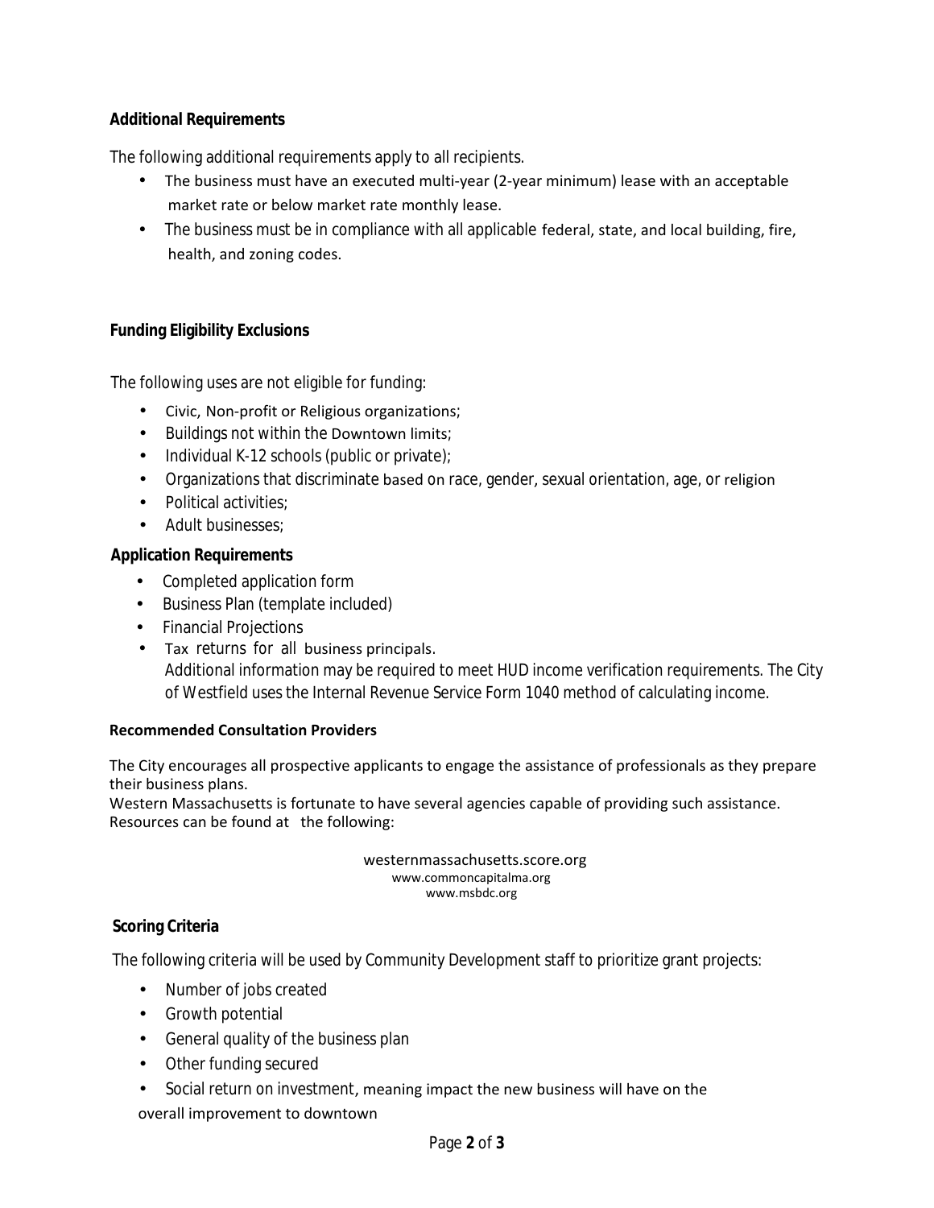### Additional Requirements

The following additional requirements apply to all recipients.

- The business must have an executed multi-year (2-year minimum) lease with an acceptable market rate or below market rate monthly lease.
- The business must be in compliance with all applicable federal, state, and local building, fire, health, and zoning codes.

### Funding Eligibility Exclusions

The following uses are not eligible for funding:

- Civic, Non-profit or Religious organizations;
- Buildings not within the Downtown limits;
- Individual K-12 schools (public or private);
- Organizations that discriminate based on race, gender, sexual orientation, age, or religion
- Political activities;
- Adult businesses;

### Application Requirements

- Completed application form
- Business Plan (template included)
- Financial Projections
- Tax returns for all business principals.
  Additional information may be required to meet HUD income verification requirements. The City of Westfield uses the Internal Revenue Service Form 1040 method of calculating income.

### Recommended Consultation Providers

The City encourages all prospective applicants to engage the assistance of professionals as they prepare their business plans.
Western Massachusetts is fortunate to have several agencies capable of providing such assistance. Resources can be found at the following:

westernmassachusetts.score.org
www.commoncapitalma.org
www.msbdc.org

### Scoring Criteria

The following criteria will be used by Community Development staff to prioritize grant projects:

- Number of jobs created
- Growth potential
- General quality of the business plan
- Other funding secured
- Social return on investment, meaning impact the new business will have on the overall improvement to downtown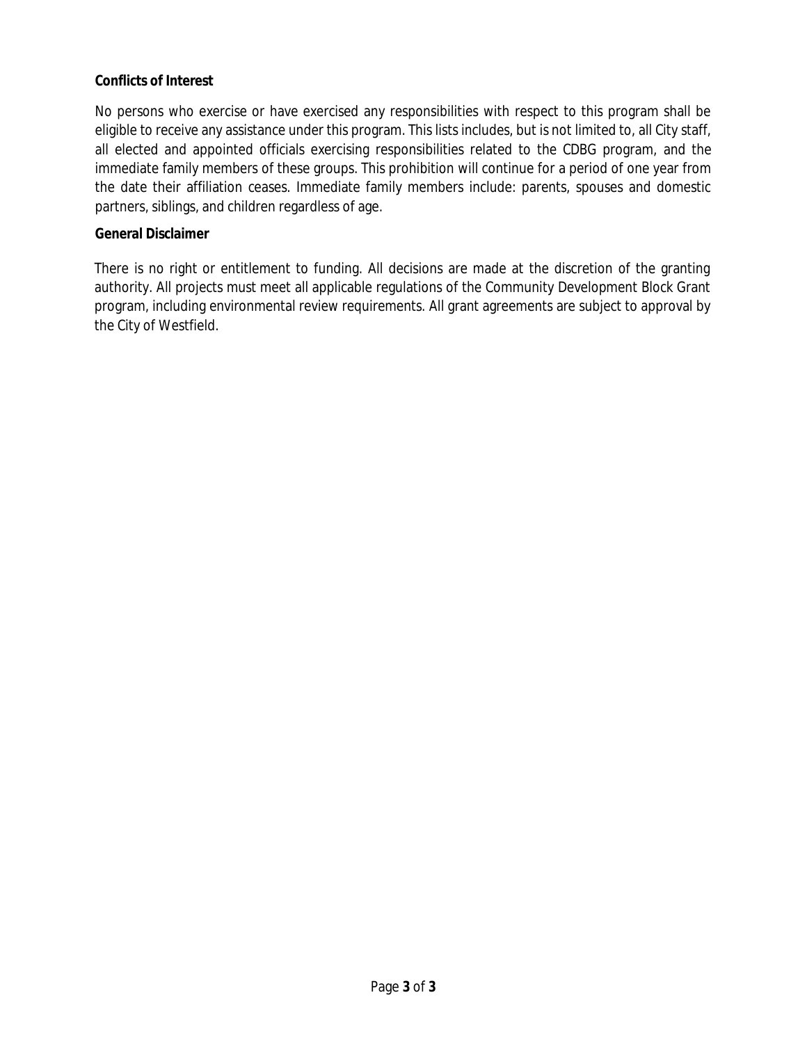**Conflicts of Interest**

No persons who exercise or have exercised any responsibilities with respect to this program shall be eligible to receive any assistance under this program. This lists includes, but is not limited to, all City staff, all elected and appointed officials exercising responsibilities related to the CDBG program, and the immediate family members of these groups. This prohibition will continue for a period of one year from the date their affiliation ceases. Immediate family members include: parents, spouses and domestic partners, siblings, and children regardless of age.

**General Disclaimer**

There is no right or entitlement to funding. All decisions are made at the discretion of the granting authority. All projects must meet all applicable regulations of the Community Development Block Grant program, including environmental review requirements. All grant agreements are subject to approval by the City of Westfield.